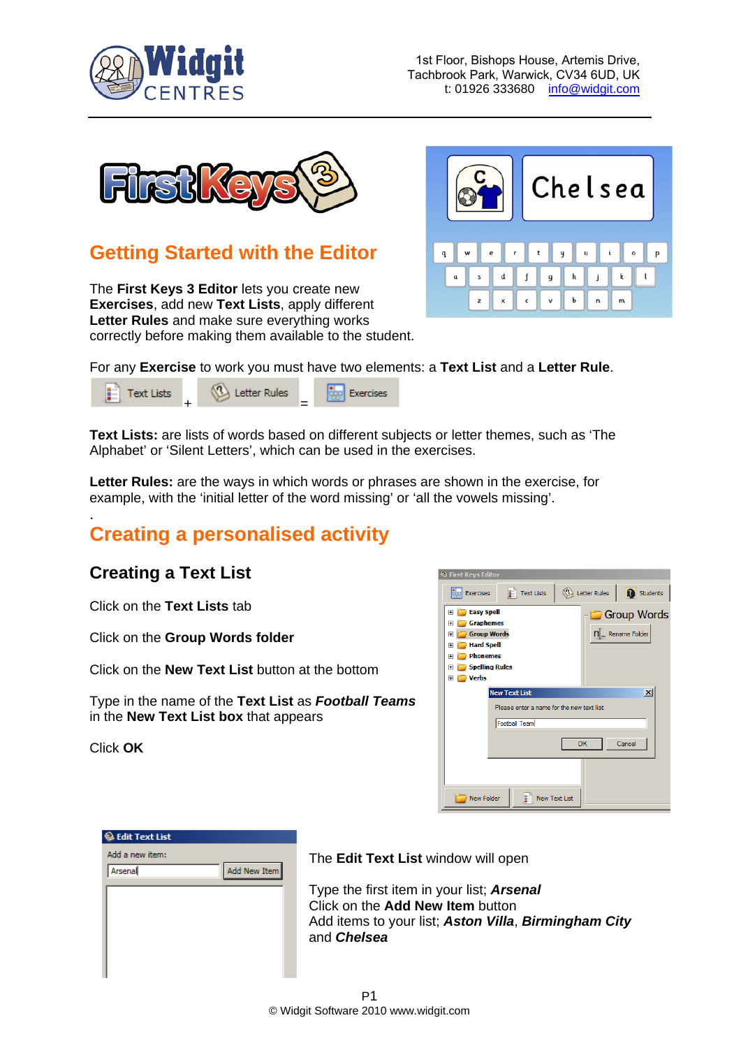1st Floor, Bishops House, Artemis Drive,
Tachbrook Park, Warwick, CV34 6UD, UK
t: 01926 333680 info@widgit.com

# Getting Started with the Editor

The **First Keys 3 Editor** lets you create new **Exercises**, add new **Text Lists**, apply different **Letter Rules** and make sure everything works correctly before making them available to the student.

For any **Exercise** to work you must have two elements: a **Text List** and a **Letter Rule**.

Text Lists + Letter Rules = Exercises

**Text Lists:** are lists of words based on different subjects or letter themes, such as 'The Alphabet' or 'Silent Letters', which can be used in the exercises.

**Letter Rules:** are the ways in which words or phrases are shown in the exercise, for example, with the 'initial letter of the word missing' or 'all the vowels missing'.

.

# Creating a personalised activity

## Creating a Text List

Click on the **Text Lists** tab

Click on the **Group Words folder**

Click on the **New Text List** button at the bottom

Type in the name of the **Text List** as ***Football Teams*** in the **New Text List box** that appears

Click **OK**

The **Edit Text List** window will open

Type the first item in your list; ***Arsenal***
Click on the **Add New Item** button
Add items to your list; ***Aston Villa***, ***Birmingham City*** and ***Chelsea***

© Widgit Software 2010 www.widgit.com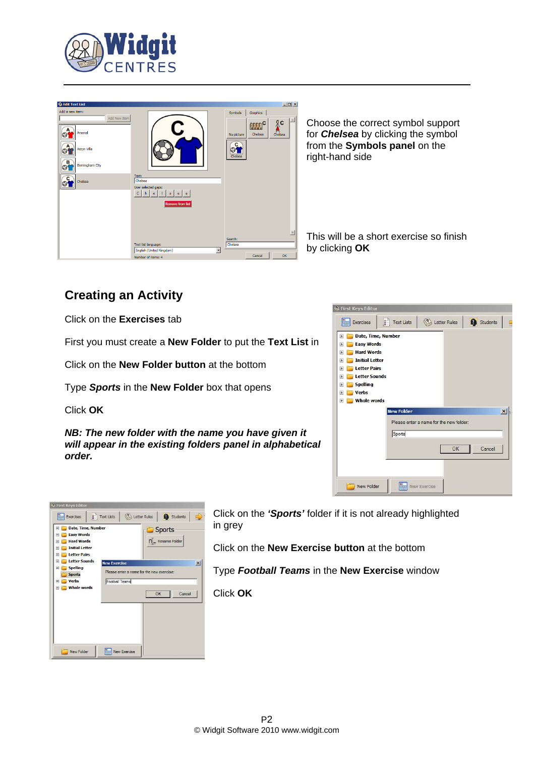Choose the correct symbol support for ***Chelsea*** by clicking the symbol from the **Symbols panel** on the right-hand side

This will be a short exercise so finish by clicking **OK**

## Creating an Activity

Click on the **Exercises** tab

First you must create a **New Folder** to put the **Text List** in

Click on the **New Folder button** at the bottom

Type ***Sports*** in the **New Folder** box that opens

Click **OK**

***NB: The new folder with the name you have given it will appear in the existing folders panel in alphabetical order.***

Click on the ***'Sports'*** folder if it is not already highlighted in grey

Click on the **New Exercise button** at the bottom

Type ***Football Teams*** in the **New Exercise** window

Click **OK**

© Widgit Software 2010 www.widgit.com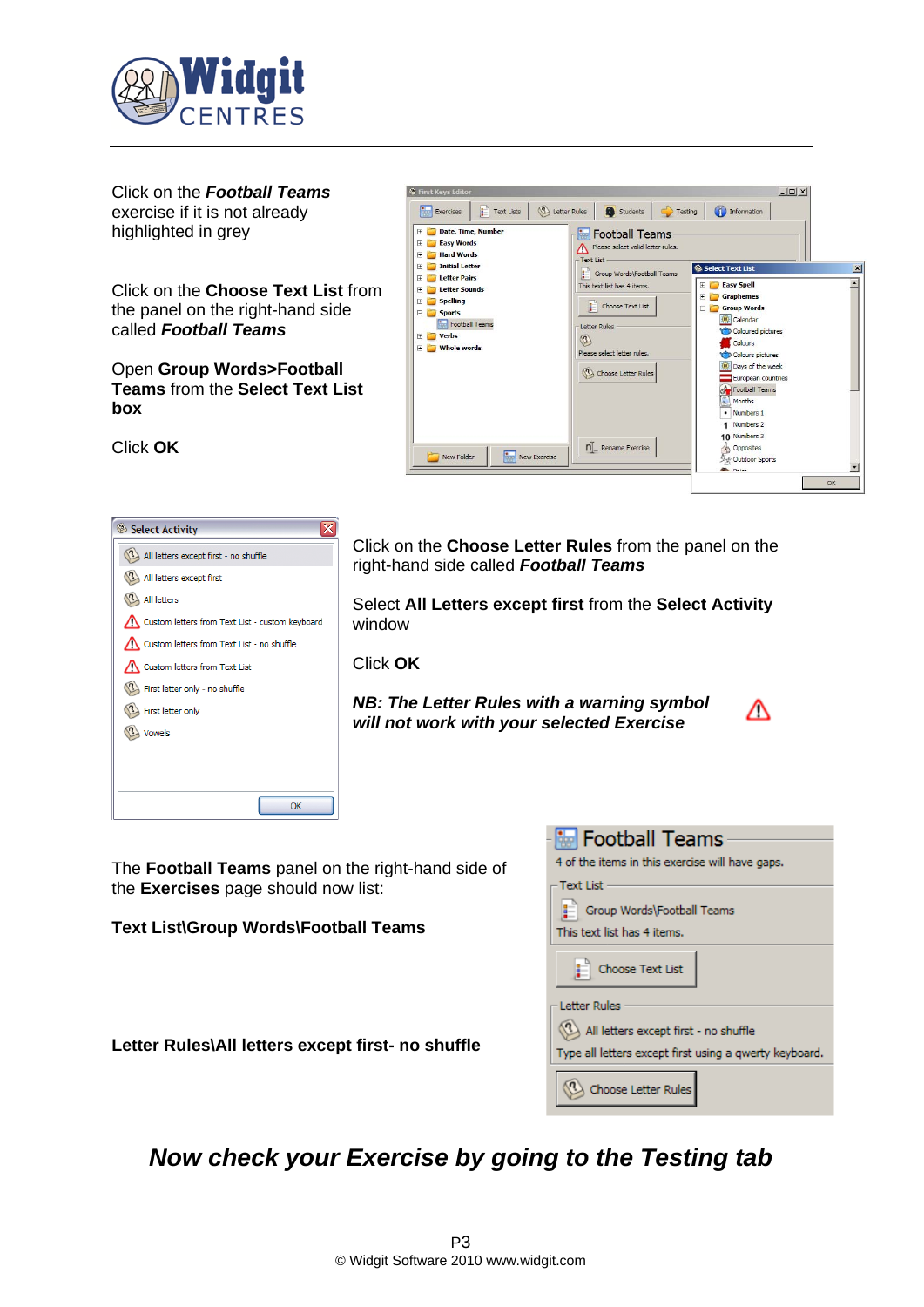Click on the ***Football Teams*** exercise if it is not already highlighted in grey

Click on the **Choose Text List** from the panel on the right-hand side called ***Football Teams***

Open **Group Words>Football Teams** from the **Select Text List box**

Click **OK**

Click on the **Choose Letter Rules** from the panel on the right-hand side called ***Football Teams***

Select **All Letters except first** from the **Select Activity** window

Click **OK**

***NB: The Letter Rules with a warning symbol will not work with your selected Exercise***

The **Football Teams** panel on the right-hand side of the **Exercises** page should now list:

**Text List\Group Words\Football Teams**

**Letter Rules\All letters except first- no shuffle**

## *Now check your Exercise by going to the Testing tab*

© Widgit Software 2010 www.widgit.com